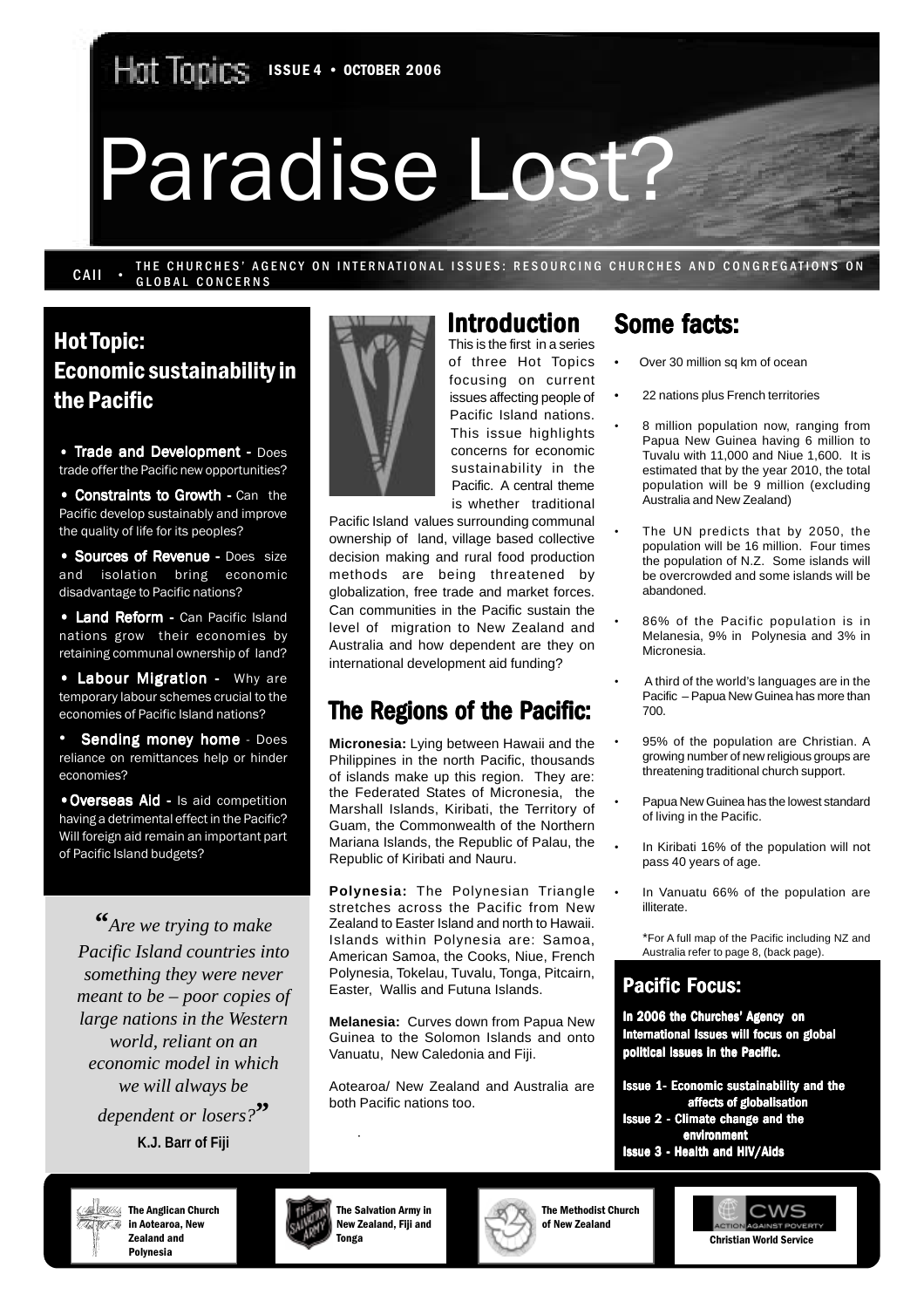Hot Topics ISSUE 4 • OCTOBER 2006

# Paradise Lost?

CAII • THE CHURCHES' AGENCY ON INTERNATIONAL ISSUES: RESOURCING CHURCHES AND CONGREGATIONS ON GLOBAL CONCERNS

## Hot Topic: Economic sustainability in the Pacific

- **Trade and Development -** Does trade offer the Pacific new opportunities?
- **Constraints to Growth -** Can the Pacific develop sustainably and improve the quality of life for its peoples?
- **Sources of Revenue -** Does size and isolation bring economic disadvantage to Pacific nations?
- **Land Reform -** Can Pacific Island nations grow their economies by retaining communal ownership of land?
- **Labour Migration -** Why are temporary labour schemes crucial to the economies of Pacific Island nations?
- **Sending money home** - Does reliance on remittances help or hinder economies?
- **Overseas Aid -** Is aid competition having a detrimental effect in the Pacific? Will foreign aid remain an important part of Pacific Island budgets?

*"Are we trying to make Pacific Island countries into something they were never meant to be – poor copies of large nations in the Western world, reliant on an economic model in which we will always be dependent or losers?"*

**K.J. Barr of Fiji**

## Introduction

This is the first in a series of three Hot Topics focusing on current issues affecting people of Pacific Island nations. This issue highlights concerns for economic sustainability in the Pacific. A central theme is whether traditional Pacific Island values surrounding communal ownership of land, village based collective decision making and rural food production methods are being threatened by globalization, free trade and market forces. Can communities in the Pacific sustain the level of migration to New Zealand and Australia and how dependent are they on international development aid funding?

## The Regions of the Pacific:

**Micronesia:** Lying between Hawaii and the Philippines in the north Pacific, thousands of islands make up this region. They are: the Federated States of Micronesia, the Marshall Islands, Kiribati, the Territory of Guam, the Commonwealth of the Northern Mariana Islands, the Republic of Palau, the Republic of Kiribati and Nauru.

**Polynesia:** The Polynesian Triangle stretches across the Pacific from New Zealand to Easter Island and north to Hawaii. Islands within Polynesia are: Samoa, American Samoa, the Cooks, Niue, French Polynesia, Tokelau, Tuvalu, Tonga, Pitcairn, Easter, Wallis and Futuna Islands.

**Melanesia:** Curves down from Papua New Guinea to the Solomon Islands and onto Vanuatu, New Caledonia and Fiji.

Aotearoa/ New Zealand and Australia are both Pacific nations too.

## Some facts:

- Over 30 million sq km of ocean
- 22 nations plus French territories
- 8 million population now, ranging from Papua New Guinea having 6 million to Tuvalu with 11,000 and Niue 1,600. It is estimated that by the year 2010, the total population will be 9 million (excluding Australia and New Zealand)
- The UN predicts that by 2050, the population will be 16 million. Four times the population of N.Z. Some islands will be overcrowded and some islands will be abandoned.
- 86% of the Pacific population is in Melanesia, 9% in Polynesia and 3% in Micronesia.
- A third of the world's languages are in the Pacific – Papua New Guinea has more than 700.
- 95% of the population are Christian. A growing number of new religious groups are threatening traditional church support.
- Papua New Guinea has the lowest standard of living in the Pacific.
- In Kiribati 16% of the population will not pass 40 years of age.
- In Vanuatu 66% of the population are illiterate.

*For A full map of the Pacific including NZ and Australia refer to page 8, (back page).

## Pacific Focus:

**In 2006 the Churches' Agency on International Issues will focus on global political issues in the Pacific.**

**Issue 1- Economic sustainability and the affects of globalisation**
**Issue 2 - Climate change and the environment**
**Issue 3 - Health and HIV/Aids**

The Anglican Church in Aotearoa, New Zealand and Polynesia | The Salvation Army in New Zealand, Fiji and Tonga | The Methodist Church of New Zealand | Christian World Service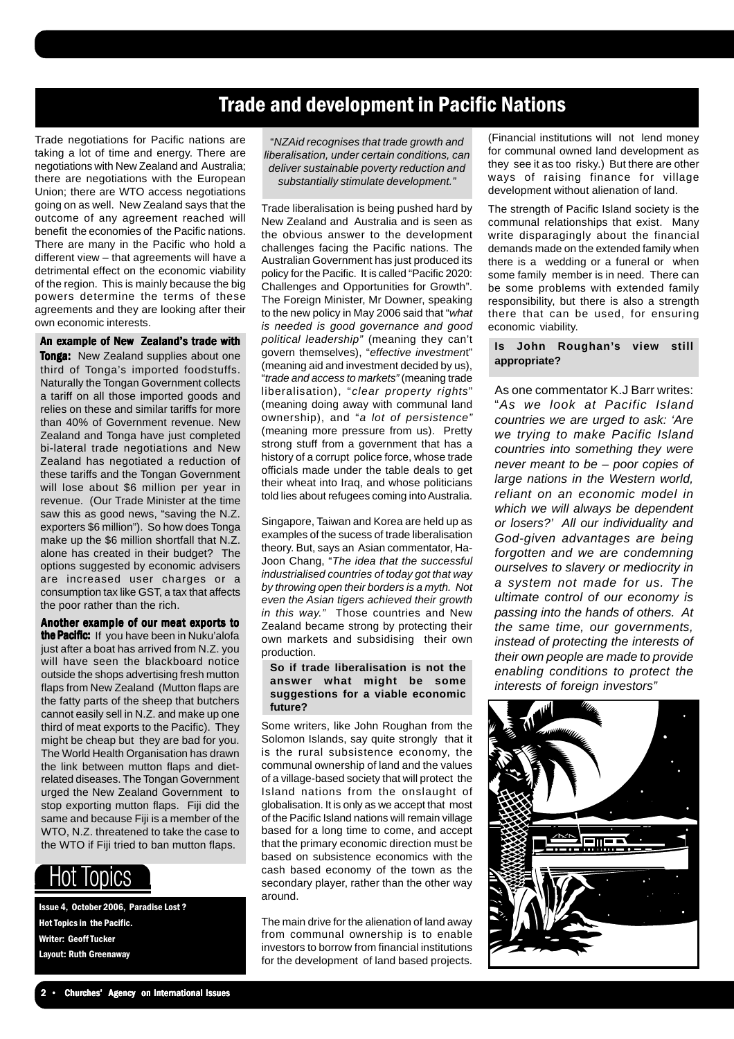# Trade and development in Pacific Nations

Trade negotiations for Pacific nations are taking a lot of time and energy. There are negotiations with New Zealand and Australia; there are negotiations with the European Union; there are WTO access negotiations going on as well. New Zealand says that the outcome of any agreement reached will benefit the economies of the Pacific nations. There are many in the Pacific who hold a different view – that agreements will have a detrimental effect on the economic viability of the region. This is mainly because the big powers determine the terms of these agreements and they are looking after their own economic interests.

**An example of New Zealand's trade with Tonga:** New Zealand supplies about one third of Tonga's imported foodstuffs. Naturally the Tongan Government collects a tariff on all those imported goods and relies on these and similar tariffs for more than 40% of Government revenue. New Zealand and Tonga have just completed bi-lateral trade negotiations and New Zealand has negotiated a reduction of these tariffs and the Tongan Government will lose about $6 million per year in revenue. (Our Trade Minister at the time saw this as good news, "saving the N.Z. exporters $6 million"). So how does Tonga make up the $6 million shortfall that N.Z. alone has created in their budget? The options suggested by economic advisers are increased user charges or a consumption tax like GST, a tax that affects the poor rather than the rich.

**Another example of our meat exports to the Pacific:** If you have been in Nuku'alofa just after a boat has arrived from N.Z. you will have seen the blackboard notice outside the shops advertising fresh mutton flaps from New Zealand (Mutton flaps are the fatty parts of the sheep that butchers cannot easily sell in N.Z. and make up one third of meat exports to the Pacific). They might be cheap but they are bad for you. The World Health Organisation has drawn the link between mutton flaps and diet-related diseases. The Tongan Government urged the New Zealand Government to stop exporting mutton flaps. Fiji did the same and because Fiji is a member of the WTO, N.Z. threatened to take the case to the WTO if Fiji tried to ban mutton flaps.

*"NZAid recognises that trade growth and liberalisation, under certain conditions, can deliver sustainable poverty reduction and substantially stimulate development."*

Trade liberalisation is being pushed hard by New Zealand and Australia and is seen as the obvious answer to the development challenges facing the Pacific nations. The Australian Government has just produced its policy for the Pacific. It is called "Pacific 2020: Challenges and Opportunities for Growth". The Foreign Minister, Mr Downer, speaking to the new policy in May 2006 said that "*what is needed is good governance and good political leadership*" (meaning they can't govern themselves), "*effective investment*" (meaning aid and investment decided by us), "*trade and access to markets*" (meaning trade liberalisation), "*clear property rights*" (meaning doing away with communal land ownership), and "*a lot of persistence*" (meaning more pressure from us). Pretty strong stuff from a government that has a history of a corrupt police force, whose trade officials made under the table deals to get their wheat into Iraq, and whose politicians told lies about refugees coming into Australia.

Singapore, Taiwan and Korea are held up as examples of the sucess of trade liberalisation theory. But, says an Asian commentator, Ha-Joon Chang, "*The idea that the successful industrialised countries of today got that way by throwing open their borders is a myth. Not even the Asian tigers achieved their growth in this way.*" Those countries and New Zealand became strong by protecting their own markets and subsidising their own production.

**So if trade liberalisation is not the answer what might be some suggestions for a viable economic future?**

Some writers, like John Roughan from the Solomon Islands, say quite strongly that it is the rural subsistence economy, the communal ownership of land and the values of a village-based society that will protect the Island nations from the onslaught of globalisation. It is only as we accept that most of the Pacific Island nations will remain village based for a long time to come, and accept that the primary economic direction must be based on subsistence economics with the cash based economy of the town as the secondary player, rather than the other way around.

The main drive for the alienation of land away from communal ownership is to enable investors to borrow from financial institutions for the development of land based projects. (Financial institutions will not lend money for communal owned land development as they see it as too risky.) But there are other ways of raising finance for village development without alienation of land.

The strength of Pacific Island society is the communal relationships that exist. Many write disparagingly about the financial demands made on the extended family when there is a wedding or a funeral or when some family member is in need. There can be some problems with extended family responsibility, but there is also a strength there that can be used, for ensuring economic viability.

**Is John Roughan's view still appropriate?**

As one commentator K.J Barr writes: "*As we look at Pacific Island countries we are urged to ask: 'Are we trying to make Pacific Island countries into something they were never meant to be – poor copies of large nations in the Western world, reliant on an economic model in which we will always be dependent or losers?' All our individuality and God-given advantages are being forgotten and we are condemning ourselves to slavery or mediocrity in a system not made for us. The ultimate control of our economy is passing into the hands of others. At the same time, our governments, instead of protecting the interests of their own people are made to provide enabling conditions to protect the interests of foreign investors*"

## Hot Topics

**Issue 4, October 2006, Paradise Lost ?**
**Hot Topics in the Pacific.**
**Writer: Geoff Tucker**
**Layout: Ruth Greenaway**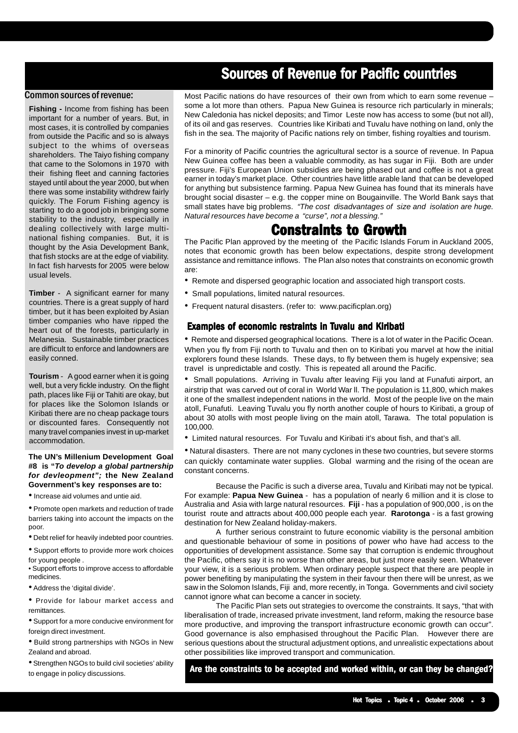# Sources of Revenue for Pacific countries

## Common sources of revenue:

**Fishing -** Income from fishing has been important for a number of years. But, in most cases, it is controlled by companies from outside the Pacific and so is always subject to the whims of overseas shareholders. The Taiyo fishing company that came to the Solomons in 1970 with their fishing fleet and canning factories stayed until about the year 2000, but when there was some instability withdrew fairly quickly. The Forum Fishing agency is starting to do a good job in bringing some stability to the industry, especially in dealing collectively with large multi-national fishing companies. But, it is thought by the Asia Development Bank, that fish stocks are at the edge of viability. In fact fish harvests for 2005 were below usual levels.

**Timber** - A significant earner for many countries. There is a great supply of hard timber, but it has been exploited by Asian timber companies who have ripped the heart out of the forests, particularly in Melanesia. Sustainable timber practices are difficult to enforce and landowners are easily conned.

**Tourism** - A good earner when it is going well, but a very fickle industry. On the flight path, places like Fiji or Tahiti are okay, but for places like the Solomon Islands or Kiribati there are no cheap package tours or discounted fares. Consequently not many travel companies invest in up-market accommodation.

**The UN's Millenium Development Goal #8 is "*To develop a global partnership for devleopment";* the New Zealand Government's key responses are to:**

- Increase aid volumes and untie aid.
- Promote open markets and reduction of trade barriers taking into account the impacts on the poor.
- Debt relief for heavily indebted poor countries.
- Support efforts to provide more work choices for young people .
- Support efforts to improve access to affordable medicines.
- Address the 'digital divide'.
- Provide for labour market access and remittances.
- Support for a more conducive environment for foreign direct investment.
- Build strong partnerships with NGOs in New Zealand and abroad.
- Strengthen NGOs to build civil societies' ability to engage in policy discussions.

Most Pacific nations do have resources of their own from which to earn some revenue – some a lot more than others. Papua New Guinea is resource rich particularly in minerals; New Caledonia has nickel deposits; and Timor Leste now has access to some (but not all), of its oil and gas reserves. Countries like Kiribati and Tuvalu have nothing on land, only the fish in the sea. The majority of Pacific nations rely on timber, fishing royalties and tourism.

For a minority of Pacific countries the agricultural sector is a source of revenue. In Papua New Guinea coffee has been a valuable commodity, as has sugar in Fiji. Both are under pressure. Fiji's European Union subsidies are being phased out and coffee is not a great earner in today's market place. Other countries have little arable land that can be developed for anything but subsistence farming. Papua New Guinea has found that its minerals have brought social disaster – e.g. the copper mine on Bougainville. The World Bank says that small states have big problems. *"The cost disadvantages of size and isolation are huge. Natural resources have become a "curse", not a blessing."*

## Constraints to Growth

The Pacific Plan approved by the meeting of the Pacific Islands Forum in Auckland 2005, notes that economic growth has been below expectations, despite strong development assistance and remittance inflows. The Plan also notes that constraints on economic growth are:

- Remote and dispersed geographic location and associated high transport costs.
- Small populations, limited natural resources.
- Frequent natural disasters. (refer to: www.pacificplan.org)

### Examples of economic restraints in Tuvalu and Kiribati

- Remote and dispersed geographical locations. There is a lot of water in the Pacific Ocean. When you fly from Fiji north to Tuvalu and then on to Kiribati you marvel at how the initial explorers found these Islands. These days, to fly between them is hugely expensive; sea travel is unpredictable and costly. This is repeated all around the Pacific.
- Small populations. Arriving in Tuvalu after leaving Fiji you land at Funafuti airport, an airstrip that was carved out of coral in World War ll. The population is 11,800, which makes it one of the smallest independent nations in the world. Most of the people live on the main atoll, Funafuti. Leaving Tuvalu you fly north another couple of hours to Kiribati, a group of about 30 atolls with most people living on the main atoll, Tarawa. The total population is 100,000.
- Limited natural resources. For Tuvalu and Kiribati it's about fish, and that's all.
- Natural disasters. There are not many cyclones in these two countries, but severe storms can quickly contaminate water supplies. Global warming and the rising of the ocean are constant concerns.

Because the Pacific is such a diverse area, Tuvalu and Kiribati may not be typical. For example: **Papua New Guinea** - has a population of nearly 6 million and it is close to Australia and Asia with large natural resources. **Fiji** - has a population of 900,000 , is on the tourist route and attracts about 400,000 people each year. **Rarotonga** - is a fast growing destination for New Zealand holiday-makers.

A further serious constraint to future economic viability is the personal ambition and questionable behaviour of some in positions of power who have had access to the opportunities of development assistance. Some say that corruption is endemic throughout the Pacific, others say it is no worse than other areas, but just more easily seen. Whatever your view, it is a serious problem. When ordinary people suspect that there are people in power benefiting by manipulating the system in their favour then there will be unrest, as we saw in the Solomon Islands, Fiji and, more recently, in Tonga. Governments and civil society cannot ignore what can become a cancer in society.

The Pacific Plan sets out strategies to overcome the constraints. It says, "that with liberalisation of trade, increased private investment, land reform, making the resource base more productive, and improving the transport infrastructure economic growth can occur". Good governance is also emphasised throughout the Pacific Plan. However there are serious questions about the structural adjustment options, and unrealistic expectations about other possibilities like improved transport and communication.

**Are the constraints to be accepted and worked within, or can they be changed?**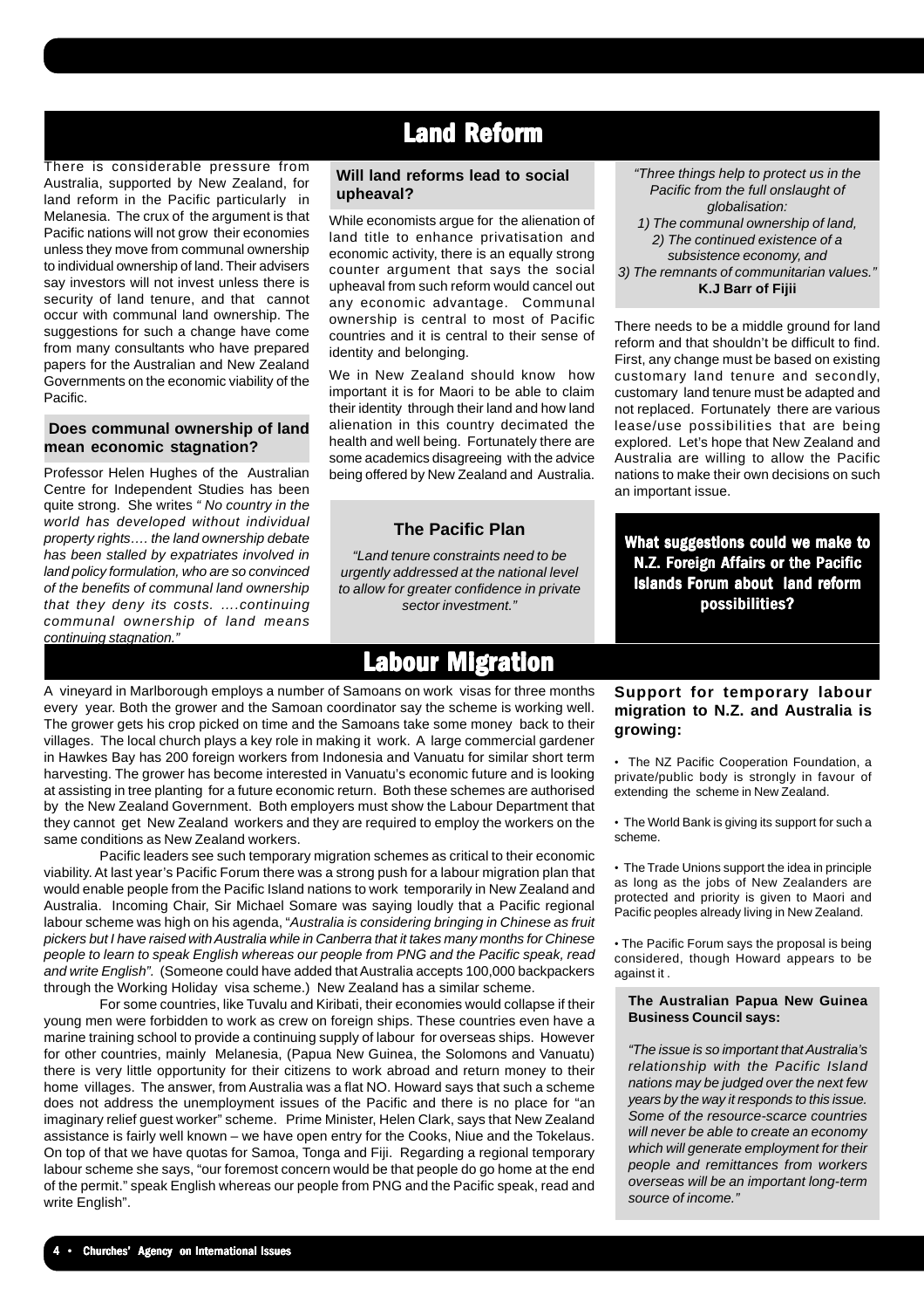# Land Reform

There is considerable pressure from Australia, supported by New Zealand, for land reform in the Pacific particularly in Melanesia. The crux of the argument is that Pacific nations will not grow their economies unless they move from communal ownership to individual ownership of land. Their advisers say investors will not invest unless there is security of land tenure, and that cannot occur with communal land ownership. The suggestions for such a change have come from many consultants who have prepared papers for the Australian and New Zealand Governments on the economic viability of the Pacific.

### Does communal ownership of land mean economic stagnation?

Professor Helen Hughes of the Australian Centre for Independent Studies has been quite strong. She writes *" No country in the world has developed without individual property rights…. the land ownership debate has been stalled by expatriates involved in land policy formulation, who are so convinced of the benefits of communal land ownership that they deny its costs. ….continuing communal ownership of land means continuing stagnation."*

### Will land reforms lead to social upheaval?

While economists argue for the alienation of land title to enhance privatisation and economic activity, there is an equally strong counter argument that says the social upheaval from such reform would cancel out any economic advantage. Communal ownership is central to most of Pacific countries and it is central to their sense of identity and belonging.

We in New Zealand should know how important it is for Maori to be able to claim their identity through their land and how land alienation in this country decimated the health and well being. Fortunately there are some academics disagreeing with the advice being offered by New Zealand and Australia.

### The Pacific Plan

*"Land tenure constraints need to be urgently addressed at the national level to allow for greater confidence in private sector investment."*

*"Three things help to protect us in the Pacific from the full onslaught of globalisation:*
*1) The communal ownership of land,*
*2) The continued existence of a subsistence economy, and*
*3) The remnants of communitarian values."*
**K.J Barr of Fijii**

There needs to be a middle ground for land reform and that shouldn't be difficult to find. First, any change must be based on existing customary land tenure and secondly, customary land tenure must be adapted and not replaced. Fortunately there are various lease/use possibilities that are being explored. Let's hope that New Zealand and Australia are willing to allow the Pacific nations to make their own decisions on such an important issue.

**What suggestions could we make to N.Z. Foreign Affairs or the Pacific Islands Forum about land reform possibilities?**

# Labour Migration

A vineyard in Marlborough employs a number of Samoans on work visas for three months every year. Both the grower and the Samoan coordinator say the scheme is working well. The grower gets his crop picked on time and the Samoans take some money back to their villages. The local church plays a key role in making it work. A large commercial gardener in Hawkes Bay has 200 foreign workers from Indonesia and Vanuatu for similar short term harvesting. The grower has become interested in Vanuatu's economic future and is looking at assisting in tree planting for a future economic return. Both these schemes are authorised by the New Zealand Government. Both employers must show the Labour Department that they cannot get New Zealand workers and they are required to employ the workers on the same conditions as New Zealand workers.

Pacific leaders see such temporary migration schemes as critical to their economic viability. At last year's Pacific Forum there was a strong push for a labour migration plan that would enable people from the Pacific Island nations to work temporarily in New Zealand and Australia. Incoming Chair, Sir Michael Somare was saying loudly that a Pacific regional labour scheme was high on his agenda, "*Australia is considering bringing in Chinese as fruit pickers but I have raised with Australia while in Canberra that it takes many months for Chinese people to learn to speak English whereas our people from PNG and the Pacific speak, read and write English"*. (Someone could have added that Australia accepts 100,000 backpackers through the Working Holiday visa scheme.) New Zealand has a similar scheme.

For some countries, like Tuvalu and Kiribati, their economies would collapse if their young men were forbidden to work as crew on foreign ships. These countries even have a marine training school to provide a continuing supply of labour for overseas ships. However for other countries, mainly Melanesia, (Papua New Guinea, the Solomons and Vanuatu) there is very little opportunity for their citizens to work abroad and return money to their home villages. The answer, from Australia was a flat NO. Howard says that such a scheme does not address the unemployment issues of the Pacific and there is no place for "an imaginary relief guest worker" scheme. Prime Minister, Helen Clark, says that New Zealand assistance is fairly well known – we have open entry for the Cooks, Niue and the Tokelaus. On top of that we have quotas for Samoa, Tonga and Fiji. Regarding a regional temporary labour scheme she says, "our foremost concern would be that people do go home at the end of the permit." speak English whereas our people from PNG and the Pacific speak, read and write English".

### Support for temporary labour migration to N.Z. and Australia is growing:

- The NZ Pacific Cooperation Foundation, a private/public body is strongly in favour of extending the scheme in New Zealand.
- The World Bank is giving its support for such a scheme.
- The Trade Unions support the idea in principle as long as the jobs of New Zealanders are protected and priority is given to Maori and Pacific peoples already living in New Zealand.
- The Pacific Forum says the proposal is being considered, though Howard appears to be against it .

**The Australian Papua New Guinea Business Council says:**

*"The issue is so important that Australia's relationship with the Pacific Island nations may be judged over the next few years by the way it responds to this issue. Some of the resource-scarce countries will never be able to create an economy which will generate employment for their people and remittances from workers overseas will be an important long-term source of income."*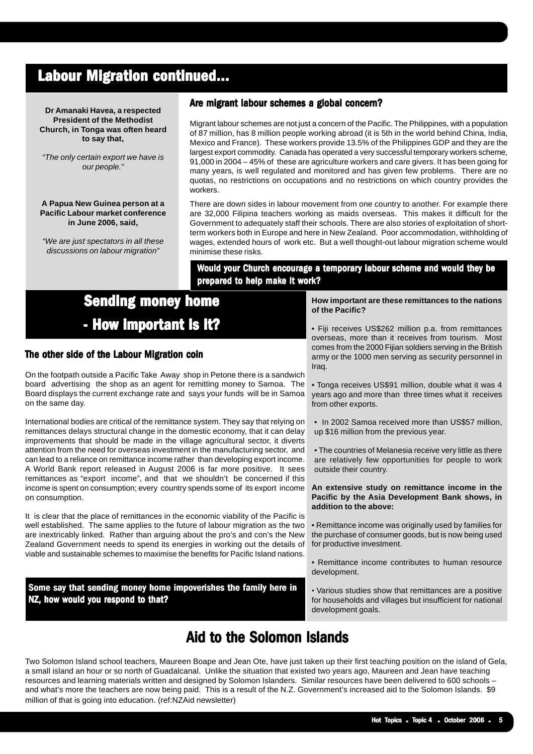# Labour Migration continued...

**Dr Amanaki Havea, a respected President of the Methodist Church, in Tonga was often heard to say that,**

*"The only certain export we have is our people."*

**A Papua New Guinea person at a Pacific Labour market conference in June 2006, said,**

*"We are just spectators in all these discussions on labour migration"*

### Are migrant labour schemes a global concern?

Migrant labour schemes are not just a concern of the Pacific. The Philippines, with a population of 87 million, has 8 million people working abroad (it is 5th in the world behind China, India, Mexico and France). These workers provide 13.5% of the Philippines GDP and they are the largest export commodity. Canada has operated a very successful temporary workers scheme, 91,000 in 2004 – 45% of these are agriculture workers and care givers. It has been going for many years, is well regulated and monitored and has given few problems. There are no quotas, no restrictions on occupations and no restrictions on which country provides the workers.

There are down sides in labour movement from one country to another. For example there are 32,000 Filipina teachers working as maids overseas. This makes it difficult for the Government to adequately staff their schools. There are also stories of exploitation of short-term workers both in Europe and here in New Zealand. Poor accommodation, withholding of wages, extended hours of work etc. But a well thought-out labour migration scheme would minimise these risks.

**Would your Church encourage a temporary labour scheme and would they be prepared to help make it work?**

# Sending money home - How important is it?

### The other side of the Labour Migration coin

On the footpath outside a Pacific Take Away shop in Petone there is a sandwich board advertising the shop as an agent for remitting money to Samoa. The Board displays the current exchange rate and says your funds will be in Samoa on the same day.

International bodies are critical of the remittance system. They say that relying on remittances delays structural change in the domestic economy, that it can delay improvements that should be made in the village agricultural sector, it diverts attention from the need for overseas investment in the manufacturing sector, and can lead to a reliance on remittance income rather than developing export income. A World Bank report released in August 2006 is far more positive. It sees remittances as "export income", and that we shouldn't be concerned if this income is spent on consumption; every country spends some of its export income on consumption.

It is clear that the place of remittances in the economic viability of the Pacific is well established. The same applies to the future of labour migration as the two are inextricably linked. Rather than arguing about the pro's and con's the New Zealand Government needs to spend its energies in working out the details of viable and sustainable schemes to maximise the benefits for Pacific Island nations.

**Some say that sending money home impoverishes the family here in NZ, how would you respond to that?**

**How important are these remittances to the nations of the Pacific?**

- Fiji receives US$262 million p.a. from remittances overseas, more than it receives from tourism. Most comes from the 2000 Fijian soldiers serving in the British army or the 1000 men serving as security personnel in Iraq.
- Tonga receives US$91 million, double what it was 4 years ago and more than three times what it receives from other exports.
- In 2002 Samoa received more than US$57 million, up $16 million from the previous year.
- The countries of Melanesia receive very little as there are relatively few opportunities for people to work outside their country.

**An extensive study on remittance income in the Pacific by the Asia Development Bank shows, in addition to the above:**

- Remittance income was originally used by families for the purchase of consumer goods, but is now being used for productive investment.
- Remittance income contributes to human resource development.
- Various studies show that remittances are a positive for households and villages but insufficient for national development goals.

# Aid to the Solomon Islands

Two Solomon Island school teachers, Maureen Boape and Jean Ote, have just taken up their first teaching position on the island of Gela, a small island an hour or so north of Guadalcanal. Unlike the situation that existed two years ago, Maureen and Jean have teaching resources and learning materials written and designed by Solomon Islanders. Similar resources have been delivered to 600 schools – and what's more the teachers are now being paid. This is a result of the N.Z. Government's increased aid to the Solomon Islands. $9 million of that is going into education. (ref:NZAid newsletter)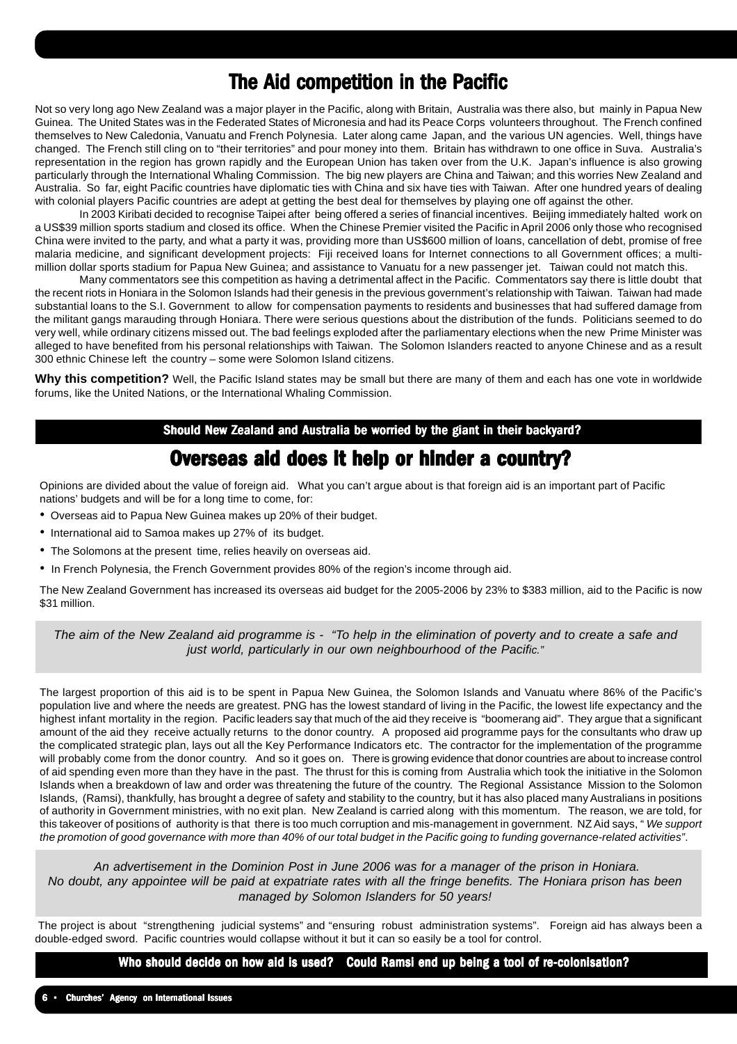# The Aid competition in the Pacific

Not so very long ago New Zealand was a major player in the Pacific, along with Britain, Australia was there also, but mainly in Papua New Guinea. The United States was in the Federated States of Micronesia and had its Peace Corps volunteers throughout. The French confined themselves to New Caledonia, Vanuatu and French Polynesia. Later along came Japan, and the various UN agencies. Well, things have changed. The French still cling on to "their territories" and pour money into them. Britain has withdrawn to one office in Suva. Australia's representation in the region has grown rapidly and the European Union has taken over from the U.K. Japan's influence is also growing particularly through the International Whaling Commission. The big new players are China and Taiwan; and this worries New Zealand and Australia. So far, eight Pacific countries have diplomatic ties with China and six have ties with Taiwan. After one hundred years of dealing with colonial players Pacific countries are adept at getting the best deal for themselves by playing one off against the other.

In 2003 Kiribati decided to recognise Taipei after being offered a series of financial incentives. Beijing immediately halted work on a US$39 million sports stadium and closed its office. When the Chinese Premier visited the Pacific in April 2006 only those who recognised China were invited to the party, and what a party it was, providing more than US$600 million of loans, cancellation of debt, promise of free malaria medicine, and significant development projects: Fiji received loans for Internet connections to all Government offices; a multi-million dollar sports stadium for Papua New Guinea; and assistance to Vanuatu for a new passenger jet. Taiwan could not match this.

Many commentators see this competition as having a detrimental affect in the Pacific. Commentators say there is little doubt that the recent riots in Honiara in the Solomon Islands had their genesis in the previous government's relationship with Taiwan. Taiwan had made substantial loans to the S.I. Government to allow for compensation payments to residents and businesses that had suffered damage from the militant gangs marauding through Honiara. There were serious questions about the distribution of the funds. Politicians seemed to do very well, while ordinary citizens missed out. The bad feelings exploded after the parliamentary elections when the new Prime Minister was alleged to have benefited from his personal relationships with Taiwan. The Solomon Islanders reacted to anyone Chinese and as a result 300 ethnic Chinese left the country – some were Solomon Island citizens.

**Why this competition?** Well, the Pacific Island states may be small but there are many of them and each has one vote in worldwide forums, like the United Nations, or the International Whaling Commission.

**Should New Zealand and Australia be worried by the giant in their backyard?**

# Overseas aid does it help or hinder a country?

Opinions are divided about the value of foreign aid. What you can't argue about is that foreign aid is an important part of Pacific nations' budgets and will be for a long time to come, for:

- Overseas aid to Papua New Guinea makes up 20% of their budget.
- International aid to Samoa makes up 27% of its budget.
- The Solomons at the present time, relies heavily on overseas aid.
- In French Polynesia, the French Government provides 80% of the region's income through aid.

The New Zealand Government has increased its overseas aid budget for the 2005-2006 by 23% to $383 million, aid to the Pacific is now $31 million.

*The aim of the New Zealand aid programme is - "To help in the elimination of poverty and to create a safe and just world, particularly in our own neighbourhood of the Pacific."*

The largest proportion of this aid is to be spent in Papua New Guinea, the Solomon Islands and Vanuatu where 86% of the Pacific's population live and where the needs are greatest. PNG has the lowest standard of living in the Pacific, the lowest life expectancy and the highest infant mortality in the region. Pacific leaders say that much of the aid they receive is "boomerang aid". They argue that a significant amount of the aid they receive actually returns to the donor country. A proposed aid programme pays for the consultants who draw up the complicated strategic plan, lays out all the Key Performance Indicators etc. The contractor for the implementation of the programme will probably come from the donor country. And so it goes on. There is growing evidence that donor countries are about to increase control of aid spending even more than they have in the past. The thrust for this is coming from Australia which took the initiative in the Solomon Islands when a breakdown of law and order was threatening the future of the country. The Regional Assistance Mission to the Solomon Islands, (Ramsi), thankfully, has brought a degree of safety and stability to the country, but it has also placed many Australians in positions of authority in Government ministries, with no exit plan. New Zealand is carried along with this momentum. The reason, we are told, for this takeover of positions of authority is that there is too much corruption and mis-management in government. NZ Aid says, "*We support the promotion of good governance with more than 40% of our total budget in the Pacific going to funding governance-related activities*".

*An advertisement in the Dominion Post in June 2006 was for a manager of the prison in Honiara. No doubt, any appointee will be paid at expatriate rates with all the fringe benefits. The Honiara prison has been managed by Solomon Islanders for 50 years!*

The project is about "strengthening judicial systems" and "ensuring robust administration systems". Foreign aid has always been a double-edged sword. Pacific countries would collapse without it but it can so easily be a tool for control.

**Who should decide on how aid is used? Could Ramsi end up being a tool of re-colonisation?**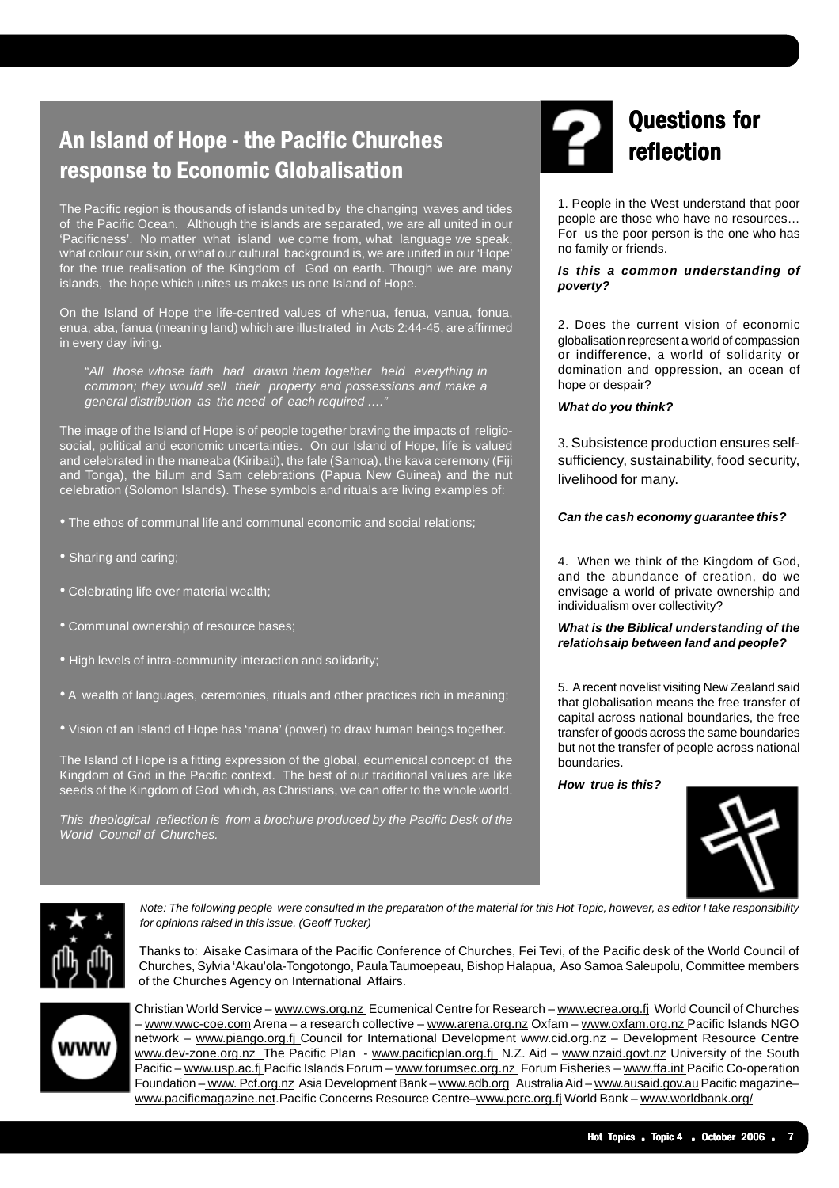## An Island of Hope - the Pacific Churches response to Economic Globalisation

The Pacific region is thousands of islands united by the changing waves and tides of the Pacific Ocean. Although the islands are separated, we are all united in our 'Pacificness'. No matter what island we come from, what language we speak, what colour our skin, or what our cultural background is, we are united in our 'Hope' for the true realisation of the Kingdom of God on earth. Though we are many islands, the hope which unites us makes us one Island of Hope.

On the Island of Hope the life-centred values of whenua, fenua, vanua, fonua, enua, aba, fanua (meaning land) which are illustrated in Acts 2:44-45, are affirmed in every day living.

> "*All those whose faith had drawn them together held everything in common; they would sell their property and possessions and make a general distribution as the need of each required ....*"

The image of the Island of Hope is of people together braving the impacts of religio-social, political and economic uncertainties. On our Island of Hope, life is valued and celebrated in the maneaba (Kiribati), the fale (Samoa), the kava ceremony (Fiji and Tonga), the bilum and Sam celebrations (Papua New Guinea) and the nut celebration (Solomon Islands). These symbols and rituals are living examples of:

- The ethos of communal life and communal economic and social relations;
- Sharing and caring;
- Celebrating life over material wealth;
- Communal ownership of resource bases;
- High levels of intra-community interaction and solidarity;
- A wealth of languages, ceremonies, rituals and other practices rich in meaning;
- Vision of an Island of Hope has 'mana' (power) to draw human beings together.

The Island of Hope is a fitting expression of the global, ecumenical concept of the Kingdom of God in the Pacific context. The best of our traditional values are like seeds of the Kingdom of God which, as Christians, we can offer to the whole world.

*This theological reflection is from a brochure produced by the Pacific Desk of the World Council of Churches.*

## Questions for reflection

1. People in the West understand that poor people are those who have no resources… For us the poor person is the one who has no family or friends.

***Is this a common understanding of poverty?***

2. Does the current vision of economic globalisation represent a world of compassion or indifference, a world of solidarity or domination and oppression, an ocean of hope or despair?

***What do you think?***

3. Subsistence production ensures self-sufficiency, sustainability, food security, livelihood for many.

***Can the cash economy guarantee this?***

4. When we think of the Kingdom of God, and the abundance of creation, do we envisage a world of private ownership and individualism over collectivity?

***What is the Biblical understanding of the relatiohsaip between land and people?***

5. A recent novelist visiting New Zealand said that globalisation means the free transfer of capital across national boundaries, the free transfer of goods across the same boundaries but not the transfer of people across national boundaries.

***How true is this?***

*Note: The following people were consulted in the preparation of the material for this Hot Topic, however, as editor I take responsibility for opinions raised in this issue. (Geoff Tucker)*

Thanks to: Aisake Casimara of the Pacific Conference of Churches, Fei Tevi, of the Pacific desk of the World Council of Churches, Sylvia 'Akau'ola-Tongotongo, Paula Taumoepeau, Bishop Halapua, Aso Samoa Saleupolu, Committee members of the Churches Agency on International Affairs.

Christian World Service – www.cws.org.nz Ecumenical Centre for Research – www.ecrea.org.fj World Council of Churches – www.wwc-coe.com Arena – a research collective – www.arena.org.nz Oxfam – www.oxfam.org.nz Pacific Islands NGO network – www.piango.org.fj Council for International Development www.cid.org.nz – Development Resource Centre www.dev-zone.org.nz The Pacific Plan - www.pacificplan.org.fj N.Z. Aid – www.nzaid.govt.nz University of the South Pacific – www.usp.ac.fj Pacific Islands Forum – www.forumsec.org.nz Forum Fisheries – www.ffa.int Pacific Co-operation Foundation – www. Pcf.org.nz Asia Development Bank – www.adb.org Australia Aid – www.ausaid.gov.au Pacific magazine– www.pacificmagazine.net.Pacific Concerns Resource Centre–www.pcrc.org.fj World Bank – www.worldbank.org/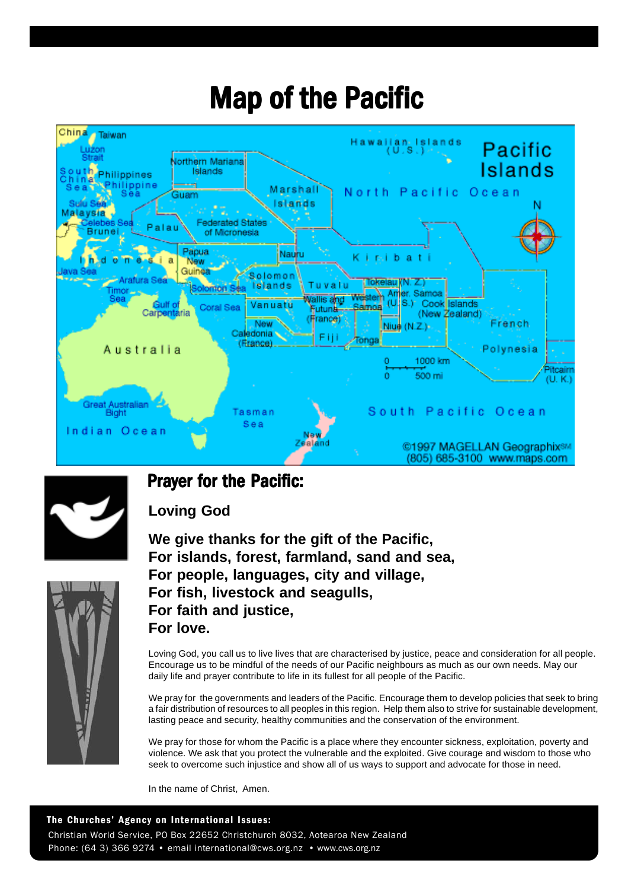# Map of the Pacific

Pacific Islands

North Pacific Ocean

South Pacific Ocean

Indian Ocean

China
Taiwan
Luzon Strait
South China Sea
Philippines
Philippine Sea
Sulu Sea
Malaysia
Celebes Sea
Brunei
Indonesia
Java Sea
Arafura Sea
Timor Sea
Gulf of Carpentaria
Australia
Great Australian Bight
Northern Mariana Islands
Guam
Palau
Federated States of Micronesia
Marshall Islands
Hawaiian Islands (U.S.)
Papua New Guinea
Nauru
Kiribati
Solomon Sea
Solomon Islands
Coral Sea
Vanuatu
New Caledonia (France)
Tuvalu
Wallis and Futuna (France)
Western Samoa
Tokelau (N.Z.)
Amer. Samoa (U.S.)
Cook Islands (New Zealand)
Niue (N.Z.)
Fiji
Tonga
French Polynesia
Pitcairn (U.K.)
Tasman Sea
New Zealand
N
0 1000 km
0 500 mi

©1997 MAGELLAN Geographix℠ (805) 685-3100 www.maps.com

## Prayer for the Pacific:

**Loving God**

**We give thanks for the gift of the Pacific,**
**For islands, forest, farmland, sand and sea,**
**For people, languages, city and village,**
**For fish, livestock and seagulls,**
**For faith and justice,**
**For love.**

Loving God, you call us to live lives that are characterised by justice, peace and consideration for all people. Encourage us to be mindful of the needs of our Pacific neighbours as much as our own needs. May our daily life and prayer contribute to life in its fullest for all people of the Pacific.

We pray for the governments and leaders of the Pacific. Encourage them to develop policies that seek to bring a fair distribution of resources to all peoples in this region. Help them also to strive for sustainable development, lasting peace and security, healthy communities and the conservation of the environment.

We pray for those for whom the Pacific is a place where they encounter sickness, exploitation, poverty and violence. We ask that you protect the vulnerable and the exploited. Give courage and wisdom to those who seek to overcome such injustice and show all of us ways to support and advocate for those in need.

In the name of Christ, Amen.

**The Churches' Agency on International Issues:**
Christian World Service, PO Box 22652 Christchurch 8032, Aotearoa New Zealand
Phone: (64 3) 366 9274 • email international@cws.org.nz • www.cws.org.nz